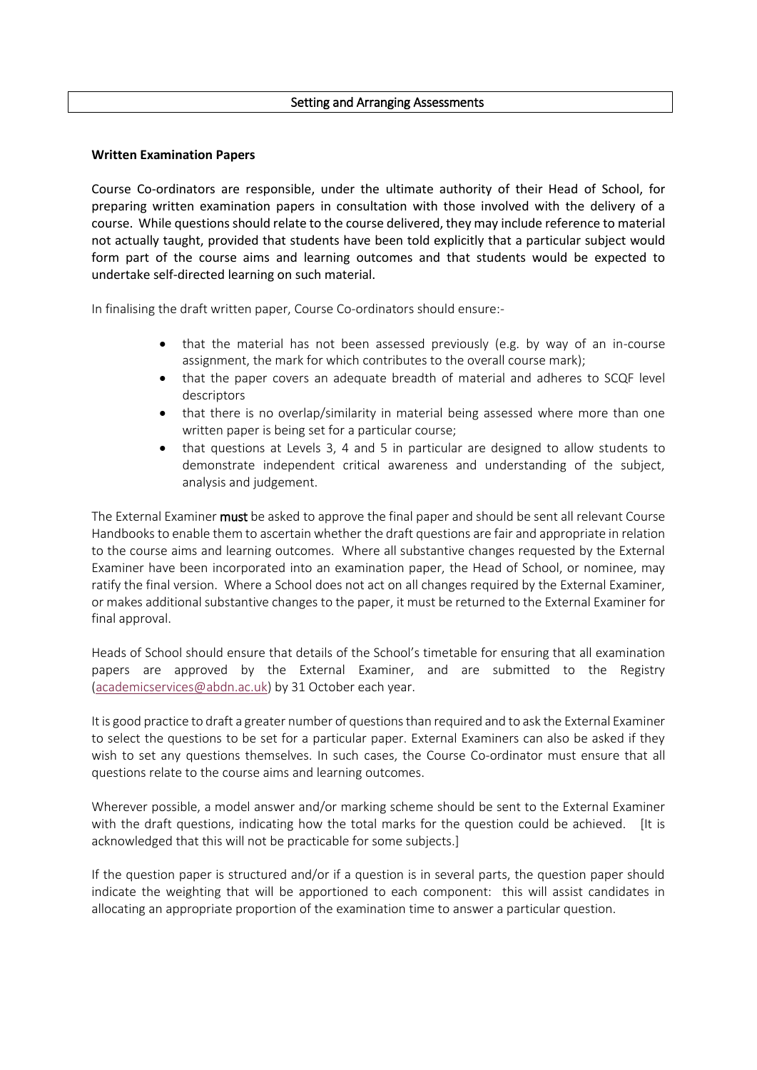## Setting and Arranging Assessments

### Written Examination Papers

Course Co-ordinators are responsible, under the ultimate authority of their Head of School, for preparing written examination papers in consultation with those involved with the delivery of a course. While questions should relate to the course delivered, they may include reference to material not actually taught, provided that students have been told explicitly that a particular subject would form part of the course aims and learning outcomes and that students would be expected to undertake self-directed learning on such material.

In finalising the draft written paper, Course Co-ordinators should ensure:-

- that the material has not been assessed previously (e.g. by way of an in-course assignment, the mark for which contributes to the overall course mark);
- that the paper covers an adequate breadth of material and adheres to SCQF level descriptors
- that there is no overlap/similarity in material being assessed where more than one written paper is being set for a particular course;
- that questions at Levels 3, 4 and 5 in particular are designed to allow students to demonstrate independent critical awareness and understanding of the subject, analysis and judgement.

The External Examiner **must** be asked to approve the final paper and should be sent all relevant Course Handbooks to enable them to ascertain whether the draft questions are fair and appropriate in relation to the course aims and learning outcomes. Where all substantive changes requested by the External Examiner have been incorporated into an examination paper, the Head of School, or nominee, may ratify the final version. Where a School does not act on all changes required by the External Examiner, or makes additional substantive changes to the paper, it must be returned to the External Examiner for final approval.

Heads of School should ensure that details of the School's timetable for ensuring that all examination papers are approved by the External Examiner, and are submitted to the Registry (academicservices@abdn.ac.uk) by 31 October each year.

It is good practice to draft a greater number of questions than required and to ask the External Examiner to select the questions to be set for a particular paper. External Examiners can also be asked if they wish to set any questions themselves. In such cases, the Course Co-ordinator must ensure that all questions relate to the course aims and learning outcomes.

Wherever possible, a model answer and/or marking scheme should be sent to the External Examiner with the draft questions, indicating how the total marks for the question could be achieved. [It is acknowledged that this will not be practicable for some subjects.]

If the question paper is structured and/or if a question is in several parts, the question paper should indicate the weighting that will be apportioned to each component: this will assist candidates in allocating an appropriate proportion of the examination time to answer a particular question.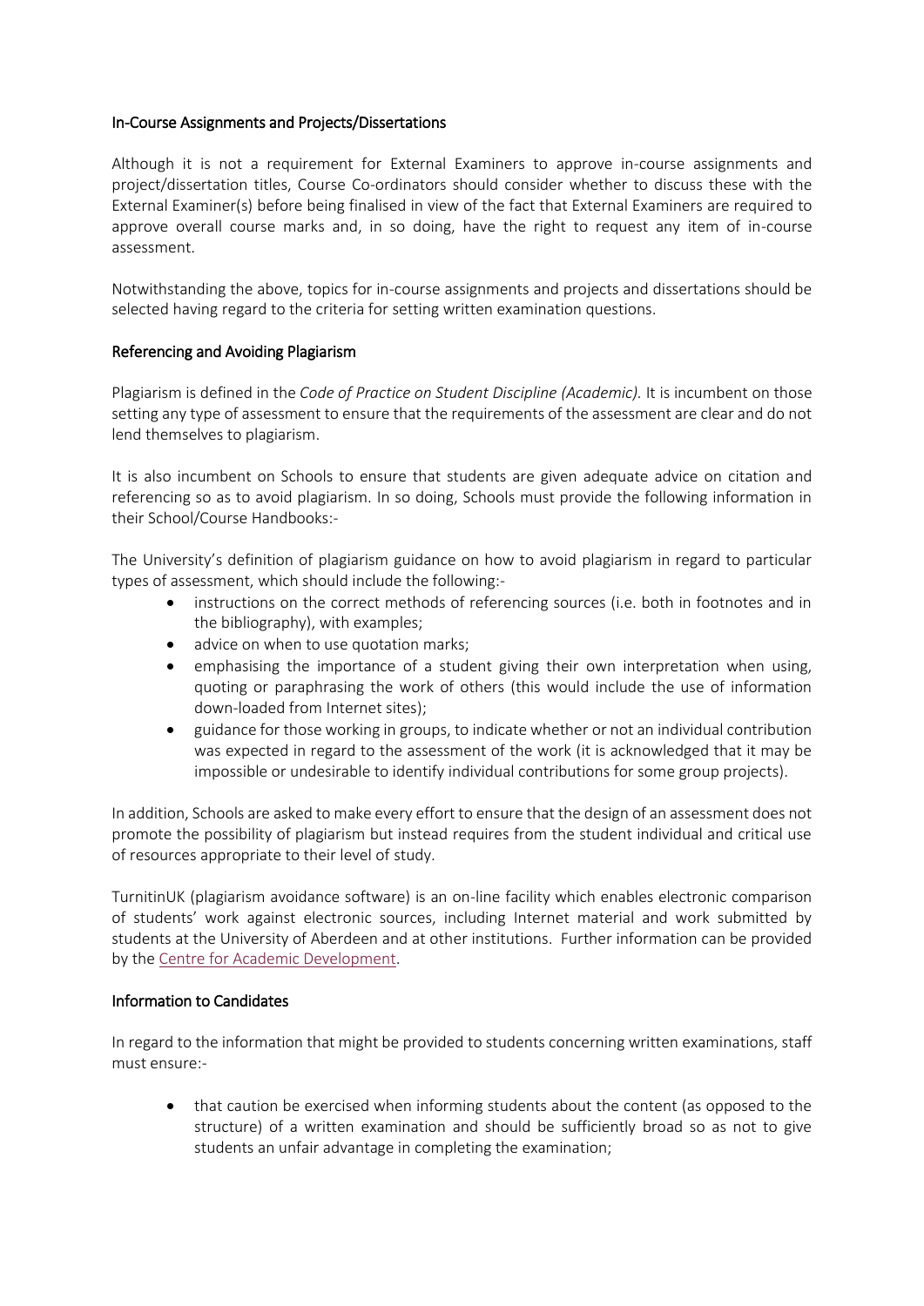## In-Course Assignments and Projects/Dissertations

Although it is not a requirement for External Examiners to approve in-course assignments and project/dissertation titles, Course Co-ordinators should consider whether to discuss these with the External Examiner(s) before being finalised in view of the fact that External Examiners are required to approve overall course marks and, in so doing, have the right to request any item of in-course assessment.

Notwithstanding the above, topics for in-course assignments and projects and dissertations should be selected having regard to the criteria for setting written examination questions.

## Referencing and Avoiding Plagiarism

Plagiarism is defined in the *Code of Practice on Student Discipline (Academic).* It is incumbent on those setting any type of assessment to ensure that the requirements of the assessment are clear and do not lend themselves to plagiarism.

It is also incumbent on Schools to ensure that students are given adequate advice on citation and referencing so as to avoid plagiarism. In so doing, Schools must provide the following information in their School/Course Handbooks:-

The University's definition of plagiarism guidance on how to avoid plagiarism in regard to particular types of assessment, which should include the following:-

- instructions on the correct methods of referencing sources (i.e. both in footnotes and in the bibliography), with examples;
- advice on when to use quotation marks;
- emphasising the importance of a student giving their own interpretation when using, quoting or paraphrasing the work of others (this would include the use of information down-loaded from Internet sites);
- guidance for those working in groups, to indicate whether or not an individual contribution was expected in regard to the assessment of the work (it is acknowledged that it may be impossible or undesirable to identify individual contributions for some group projects).

In addition, Schools are asked to make every effort to ensure that the design of an assessment does not promote the possibility of plagiarism but instead requires from the student individual and critical use of resources appropriate to their level of study.

TurnitinUK (plagiarism avoidance software) is an on-line facility which enables electronic comparison of students' work against electronic sources, including Internet material and work submitted by students at the University of Aberdeen and at other institutions. Further information can be provided by the Centre for Academic Development.

## Information to Candidates

In regard to the information that might be provided to students concerning written examinations, staff must ensure:-

- that caution be exercised when informing students about the content (as opposed to the structure) of a written examination and should be sufficiently broad so as not to give students an unfair advantage in completing the examination;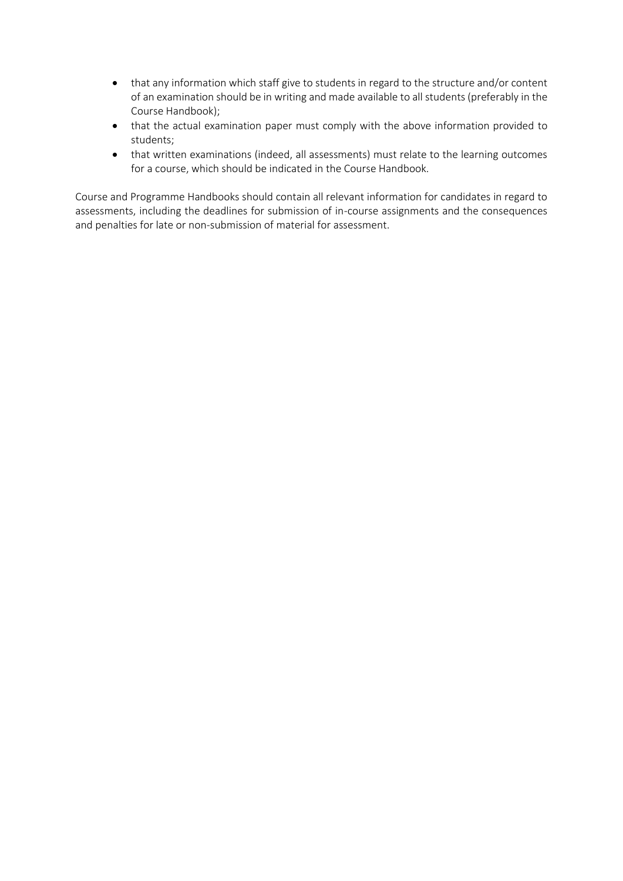- that any information which staff give to students in regard to the structure and/or content of an examination should be in writing and made available to all students (preferably in the Course Handbook);
- that the actual examination paper must comply with the above information provided to students;
- that written examinations (indeed, all assessments) must relate to the learning outcomes for a course, which should be indicated in the Course Handbook.

Course and Programme Handbooks should contain all relevant information for candidates in regard to assessments, including the deadlines for submission of in-course assignments and the consequences and penalties for late or non-submission of material for assessment.